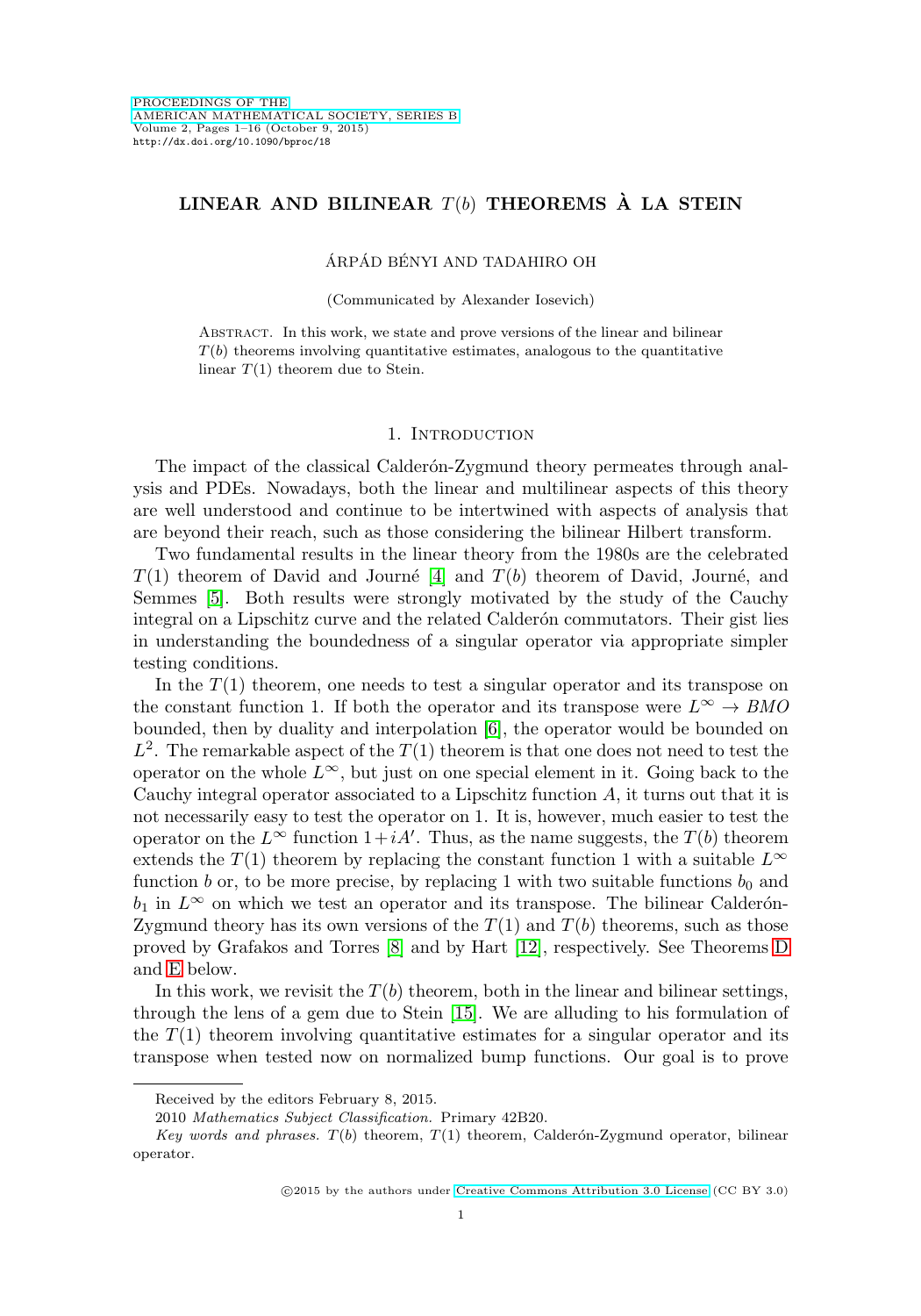# LINEAR AND BILINEAR $T(b)$ THEOREMS À LA STEIN

ÁRPÁD BÉNYI AND TADAHIRO OH

(Communicated by Alexander Iosevich)

Abstract. In this work, we state and prove versions of the linear and bilinear $T(b)$ theorems involving quantitative estimates, analogous to the quantitative linear $T(1)$ theorem due to Stein.

## 1. Introduction

The impact of the classical Calderón-Zygmund theory permeates through analysis and PDEs. Nowadays, both the linear and multilinear aspects of this theory are well understood and continue to be intertwined with aspects of analysis that are beyond their reach, such as those considering the bilinear Hilbert transform.

Two fundamental results in the linear theory from the 1980s are the celebrated $T(1)$ theorem of David and Journé [4] and $T(b)$ theorem of David, Journé, and Semmes [5]. Both results were strongly motivated by the study of the Cauchy integral on a Lipschitz curve and the related Calderón commutators. Their gist lies in understanding the boundedness of a singular operator via appropriate simpler testing conditions.

In the $T(1)$ theorem, one needs to test a singular operator and its transpose on the constant function 1. If both the operator and its transpose were $L^\infty \to BMO$ bounded, then by duality and interpolation [6], the operator would be bounded on $L^2$. The remarkable aspect of the $T(1)$ theorem is that one does not need to test the operator on the whole $L^\infty$, but just on one special element in it. Going back to the Cauchy integral operator associated to a Lipschitz function $A$, it turns out that it is not necessarily easy to test the operator on 1. It is, however, much easier to test the operator on the $L^\infty$ function $1+iA'$. Thus, as the name suggests, the $T(b)$ theorem extends the $T(1)$ theorem by replacing the constant function 1 with a suitable $L^\infty$ function $b$ or, to be more precise, by replacing 1 with two suitable functions $b_0$ and $b_1$ in $L^\infty$ on which we test an operator and its transpose. The bilinear Calderón-Zygmund theory has its own versions of the $T(1)$ and $T(b)$ theorems, such as those proved by Grafakos and Torres [8] and by Hart [12], respectively. See Theorems D and E below.

In this work, we revisit the $T(b)$ theorem, both in the linear and bilinear settings, through the lens of a gem due to Stein [15]. We are alluding to his formulation of the $T(1)$ theorem involving quantitative estimates for a singular operator and its transpose when tested now on normalized bump functions. Our goal is to prove

Received by the editors February 8, 2015.

2010 *Mathematics Subject Classification.* Primary 42B20.

*Key words and phrases.* $T(b)$ theorem, $T(1)$ theorem, Calderón-Zygmund operator, bilinear operator.

©2015 by the authors under Creative Commons Attribution 3.0 License (CC BY 3.0)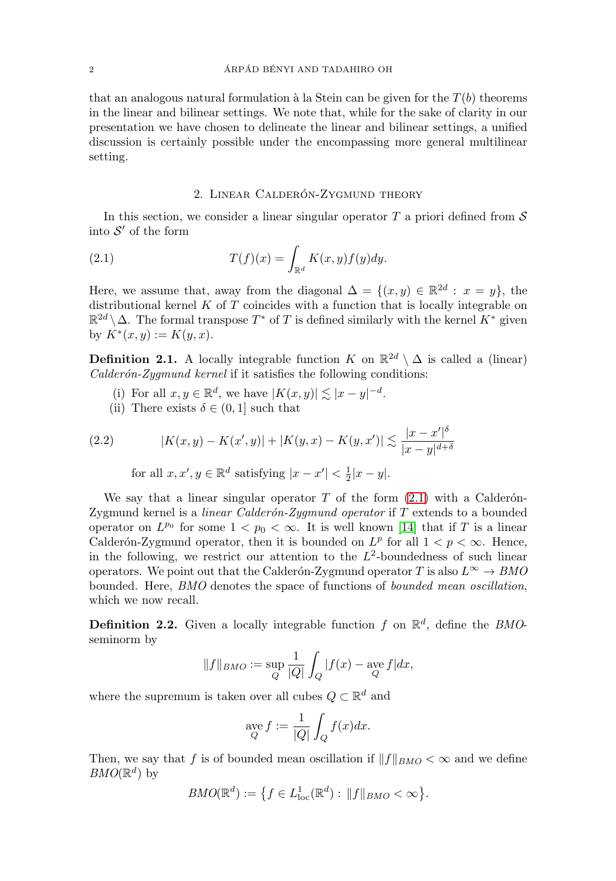that an analogous natural formulation à la Stein can be given for the $T(b)$ theorems in the linear and bilinear settings. We note that, while for the sake of clarity in our presentation we have chosen to delineate the linear and bilinear settings, a unified discussion is certainly possible under the encompassing more general multilinear setting.

## 2. Linear Calderón-Zygmund theory

In this section, we consider a linear singular operator $T$ a priori defined from $\mathcal{S}$ into $\mathcal{S}'$ of the form

$$T(f)(x) = \int_{\mathbb{R}^d} K(x,y) f(y) dy. \tag{2.1}$$

Here, we assume that, away from the diagonal $\Delta = \{(x,y) \in \mathbb{R}^{2d} : x = y\}$, the distributional kernel $K$ of $T$ coincides with a function that is locally integrable on $\mathbb{R}^{2d} \setminus \Delta$. The formal transpose $T^*$ of $T$ is defined similarly with the kernel $K^*$ given by $K^*(x,y) := K(y,x)$.

**Definition 2.1.** A locally integrable function $K$ on $\mathbb{R}^{2d} \setminus \Delta$ is called a (linear) *Calderón-Zygmund kernel* if it satisfies the following conditions:

(i) For all $x, y \in \mathbb{R}^d$, we have $|K(x,y)| \lesssim |x-y|^{-d}$.

(ii) There exists $\delta \in (0,1]$ such that

$$|K(x,y) - K(x',y)| + |K(y,x) - K(y,x')| \lesssim \frac{|x-x'|^\delta}{|x-y|^{d+\delta}} \tag{2.2}$$

for all $x, x', y \in \mathbb{R}^d$ satisfying $|x - x'| < \frac{1}{2}|x-y|$.

We say that a linear singular operator $T$ of the form (2.1) with a Calderón-Zygmund kernel is a *linear Calderón-Zygmund operator* if $T$ extends to a bounded operator on $L^{p_0}$ for some $1 < p_0 < \infty$. It is well known [14] that if $T$ is a linear Calderón-Zygmund operator, then it is bounded on $L^p$ for all $1 < p < \infty$. Hence, in the following, we restrict our attention to the $L^2$-boundedness of such linear operators. We point out that the Calderón-Zygmund operator $T$ is also $L^\infty \to BMO$ bounded. Here, $BMO$ denotes the space of functions of *bounded mean oscillation*, which we now recall.

**Definition 2.2.** Given a locally integrable function $f$ on $\mathbb{R}^d$, define the $BMO$-seminorm by

$$\|f\|_{BMO} := \sup_Q \frac{1}{|Q|} \int_Q |f(x) - \operatorname*{ave}_Q f| dx,$$

where the supremum is taken over all cubes $Q \subset \mathbb{R}^d$ and

$$\operatorname*{ave}_Q f := \frac{1}{|Q|} \int_Q f(x) dx.$$

Then, we say that $f$ is of bounded mean oscillation if $\|f\|_{BMO} < \infty$ and we define $BMO(\mathbb{R}^d)$ by

$$BMO(\mathbb{R}^d) := \big\{ f \in L^1_{\text{loc}}(\mathbb{R}^d) : \|f\|_{BMO} < \infty \big\}.$$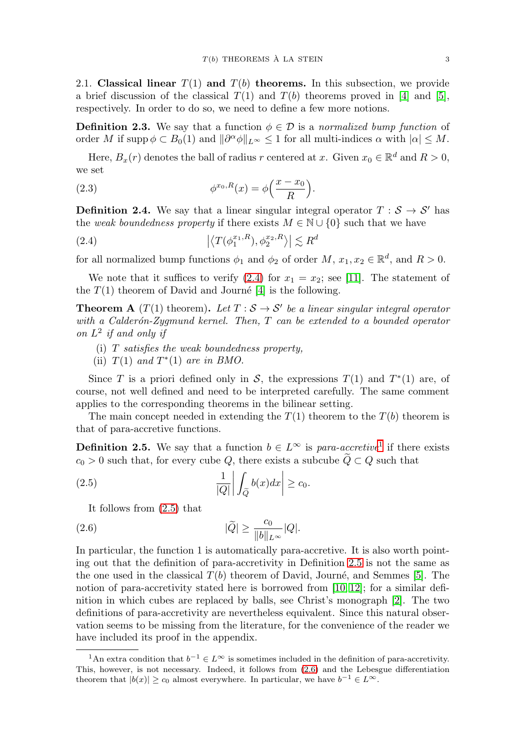2.1. **Classical linear $T(1)$ and $T(b)$ theorems.** In this subsection, we provide a brief discussion of the classical $T(1)$ and $T(b)$ theorems proved in [4] and [5], respectively. In order to do so, we need to define a few more notions.

**Definition 2.3.** We say that a function $\phi \in \mathcal{D}$ is a *normalized bump function* of order $M$ if $\operatorname{supp} \phi \subset B_0(1)$ and $\|\partial^\alpha \phi\|_{L^\infty} \leq 1$ for all multi-indices $\alpha$ with $|\alpha| \leq M$.

Here, $B_x(r)$ denotes the ball of radius $r$ centered at $x$. Given $x_0 \in \mathbb{R}^d$ and $R > 0$, we set

$$\phi^{x_0,R}(x) = \phi\Big(\frac{x - x_0}{R}\Big). \tag{2.3}$$

**Definition 2.4.** We say that a linear singular integral operator $T : \mathcal{S} \to \mathcal{S}'$ has the *weak boundedness property* if there exists $M \in \mathbb{N} \cup \{0\}$ such that we have

$$\big|\big\langle T(\phi_1^{x_1,R}), \phi_2^{x_2,R}\big\rangle\big| \lesssim R^d \tag{2.4}$$

for all normalized bump functions $\phi_1$ and $\phi_2$ of order $M$, $x_1, x_2 \in \mathbb{R}^d$, and $R > 0$.

We note that it suffices to verify (2.4) for $x_1 = x_2$; see [11]. The statement of the $T(1)$ theorem of David and Journé [4] is the following.

**Theorem A** ($T(1)$ theorem)**.** *Let $T : \mathcal{S} \to \mathcal{S}'$ be a linear singular integral operator with a Calderón-Zygmund kernel. Then, $T$ can be extended to a bounded operator on $L^2$ if and only if*

(i) *$T$ satisfies the weak boundedness property,*
(ii) *$T(1)$ and $T^*(1)$ are in BMO.*

Since $T$ is a priori defined only in $\mathcal{S}$, the expressions $T(1)$ and $T^*(1)$ are, of course, not well defined and need to be interpreted carefully. The same comment applies to the corresponding theorems in the bilinear setting.

The main concept needed in extending the $T(1)$ theorem to the $T(b)$ theorem is that of para-accretive functions.

**Definition 2.5.** We say that a function $b \in L^\infty$ is *para-accretive*[1] if there exists $c_0 > 0$ such that, for every cube $Q$, there exists a subcube $\widetilde{Q} \subset Q$ such that

$$\frac{1}{|Q|}\bigg|\int_{\widetilde{Q}} b(x)dx\bigg| \geq c_0. \tag{2.5}$$

It follows from (2.5) that

$$|\widetilde{Q}| \geq \frac{c_0}{\|b\|_{L^\infty}}|Q|. \tag{2.6}$$

In particular, the function 1 is automatically para-accretive. It is also worth pointing out that the definition of para-accretivity in Definition 2.5 is not the same as the one used in the classical $T(b)$ theorem of David, Journé, and Semmes [5]. The notion of para-accretivity stated here is borrowed from [10, 12]; for a similar definition in which cubes are replaced by balls, see Christ's monograph [2]. The two definitions of para-accretivity are nevertheless equivalent. Since this natural observation seems to be missing from the literature, for the convenience of the reader we have included its proof in the appendix.

[1]An extra condition that $b^{-1} \in L^\infty$ is sometimes included in the definition of para-accretivity. This, however, is not necessary. Indeed, it follows from (2.6) and the Lebesgue differentiation theorem that $|b(x)| \geq c_0$ almost everywhere. In particular, we have $b^{-1} \in L^\infty$.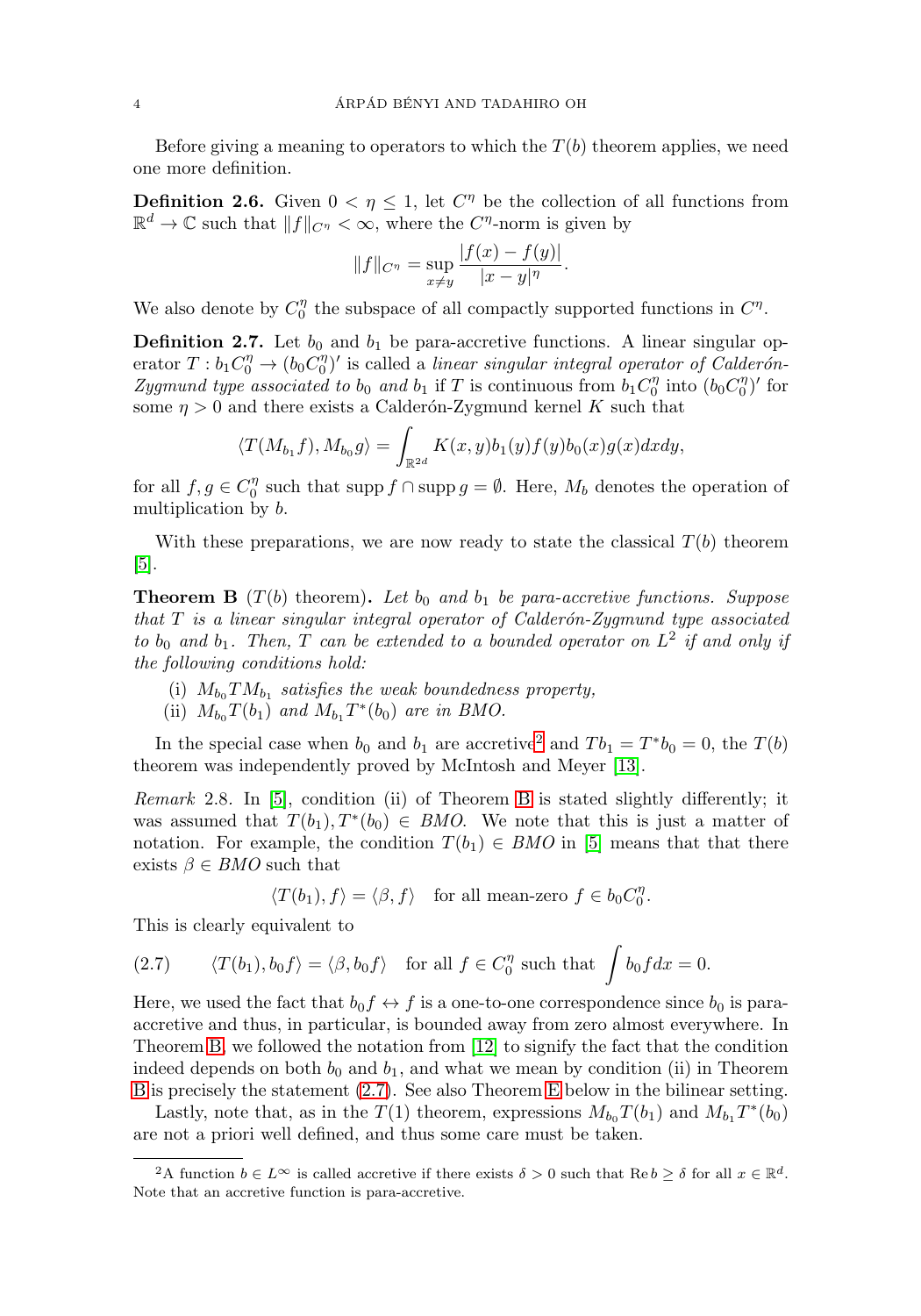Before giving a meaning to operators to which the $T(b)$ theorem applies, we need one more definition.

**Definition 2.6.** Given $0 < \eta \le 1$, let $C^\eta$ be the collection of all functions from $\mathbb{R}^d \to \mathbb{C}$ such that $\|f\|_{C^\eta} < \infty$, where the $C^\eta$-norm is given by

$$\|f\|_{C^\eta} = \sup_{x \ne y} \frac{|f(x) - f(y)|}{|x-y|^\eta}.$$

We also denote by $C_0^\eta$ the subspace of all compactly supported functions in $C^\eta$.

**Definition 2.7.** Let $b_0$ and $b_1$ be para-accretive functions. A linear singular operator $T : b_1 C_0^\eta \to (b_0 C_0^\eta)'$ is called a *linear singular integral operator of Calderón-Zygmund type associated to* $b_0$ *and* $b_1$ if $T$ is continuous from $b_1 C_0^\eta$ into $(b_0 C_0^\eta)'$ for some $\eta > 0$ and there exists a Calderón-Zygmund kernel $K$ such that

$$\langle T(M_{b_1} f), M_{b_0} g\rangle = \int_{\mathbb{R}^{2d}} K(x,y) b_1(y) f(y) b_0(x) g(x) dx dy,$$

for all $f, g \in C_0^\eta$ such that $\operatorname{supp} f \cap \operatorname{supp} g = \emptyset$. Here, $M_b$ denotes the operation of multiplication by $b$.

With these preparations, we are now ready to state the classical $T(b)$ theorem [5].

**Theorem B** ($T(b)$ theorem)**.** *Let $b_0$ and $b_1$ be para-accretive functions. Suppose that $T$ is a linear singular integral operator of Calderón-Zygmund type associated to $b_0$ and $b_1$. Then, $T$ can be extended to a bounded operator on $L^2$ if and only if the following conditions hold:*

(i) *$M_{b_0} T M_{b_1}$ satisfies the weak boundedness property,*
(ii) *$M_{b_0} T(b_1)$ and $M_{b_1} T^*(b_0)$ are in BMO.*

In the special case when $b_0$ and $b_1$ are accretive[2] and $Tb_1 = T^* b_0 = 0$, the $T(b)$ theorem was independently proved by McIntosh and Meyer [13].

*Remark* 2.8. In [5], condition (ii) of Theorem B is stated slightly differently; it was assumed that $T(b_1), T^*(b_0) \in BMO$. We note that this is just a matter of notation. For example, the condition $T(b_1) \in BMO$ in [5] means that that there exists $\beta \in BMO$ such that

$$\langle T(b_1), f\rangle = \langle \beta, f\rangle \quad \text{for all mean-zero } f \in b_0 C_0^\eta.$$

This is clearly equivalent to

$$\langle T(b_1), b_0 f\rangle = \langle \beta, b_0 f\rangle \quad \text{for all } f \in C_0^\eta \text{ such that } \int b_0 f dx = 0. \tag{2.7}$$

Here, we used the fact that $b_0 f \leftrightarrow f$ is a one-to-one correspondence since $b_0$ is para-accretive and thus, in particular, is bounded away from zero almost everywhere. In Theorem B, we followed the notation from [12] to signify the fact that the condition indeed depends on both $b_0$ and $b_1$, and what we mean by condition (ii) in Theorem B is precisely the statement (2.7). See also Theorem E below in the bilinear setting.

Lastly, note that, as in the $T(1)$ theorem, expressions $M_{b_0} T(b_1)$ and $M_{b_1} T^*(b_0)$ are not a priori well defined, and thus some care must be taken.

---

[2] A function $b \in L^\infty$ is called accretive if there exists $\delta > 0$ such that $\operatorname{Re} b \ge \delta$ for all $x \in \mathbb{R}^d$. Note that an accretive function is para-accretive.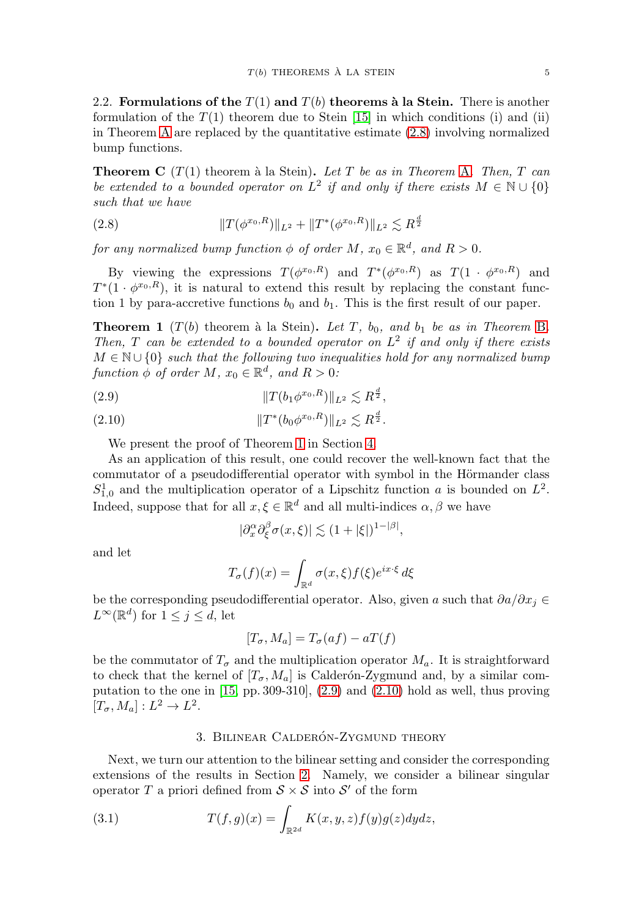2.2. **Formulations of the $T(1)$ and $T(b)$ theorems à la Stein.** There is another formulation of the $T(1)$ theorem due to Stein [15] in which conditions (i) and (ii) in Theorem A are replaced by the quantitative estimate (2.8) involving normalized bump functions.

**Theorem C** ($T(1)$ theorem à la Stein)**.** *Let $T$ be as in Theorem A. Then, $T$ can be extended to a bounded operator on $L^2$ if and only if there exists $M \in \mathbb{N} \cup \{0\}$ such that we have*

$$\|T(\phi^{x_0,R})\|_{L^2} + \|T^*(\phi^{x_0,R})\|_{L^2} \lesssim R^{\frac{d}{2}} \tag{2.8}$$

*for any normalized bump function $\phi$ of order $M$, $x_0 \in \mathbb{R}^d$, and $R > 0$.*

By viewing the expressions $T(\phi^{x_0,R})$ and $T^*(\phi^{x_0,R})$ as $T(1 \cdot \phi^{x_0,R})$ and $T^*(1 \cdot \phi^{x_0,R})$, it is natural to extend this result by replacing the constant function 1 by para-accretive functions $b_0$ and $b_1$. This is the first result of our paper.

**Theorem 1** ($T(b)$ theorem à la Stein)**.** *Let $T$, $b_0$, and $b_1$ be as in Theorem B. Then, $T$ can be extended to a bounded operator on $L^2$ if and only if there exists $M \in \mathbb{N} \cup \{0\}$ such that the following two inequalities hold for any normalized bump function $\phi$ of order $M$, $x_0 \in \mathbb{R}^d$, and $R > 0$:*

$$\|T(b_1\phi^{x_0,R})\|_{L^2} \lesssim R^{\frac{d}{2}}, \tag{2.9}$$

$$\|T^*(b_0\phi^{x_0,R})\|_{L^2} \lesssim R^{\frac{d}{2}}. \tag{2.10}$$

We present the proof of Theorem 1 in Section 4.

As an application of this result, one could recover the well-known fact that the commutator of a pseudodifferential operator with symbol in the Hörmander class $S^1_{1,0}$ and the multiplication operator of a Lipschitz function $a$ is bounded on $L^2$. Indeed, suppose that for all $x, \xi \in \mathbb{R}^d$ and all multi-indices $\alpha, \beta$ we have

$$|\partial_x^\alpha \partial_\xi^\beta \sigma(x,\xi)| \lesssim (1 + |\xi|)^{1-|\beta|},$$

and let

$$T_\sigma(f)(x) = \int_{\mathbb{R}^d} \sigma(x,\xi) f(\xi) e^{ix\cdot\xi}\, d\xi$$

be the corresponding pseudodifferential operator. Also, given $a$ such that $\partial a/\partial x_j \in L^\infty(\mathbb{R}^d)$ for $1 \leq j \leq d$, let

$$[T_\sigma, M_a] = T_\sigma(af) - aT(f)$$

be the commutator of $T_\sigma$ and the multiplication operator $M_a$. It is straightforward to check that the kernel of $[T_\sigma, M_a]$ is Calderón-Zygmund and, by a similar computation to the one in [15, pp. 309-310], (2.9) and (2.10) hold as well, thus proving $[T_\sigma, M_a] : L^2 \to L^2$.

## 3. Bilinear Calderón-Zygmund theory

Next, we turn our attention to the bilinear setting and consider the corresponding extensions of the results in Section 2. Namely, we consider a bilinear singular operator $T$ a priori defined from $\mathcal{S} \times \mathcal{S}$ into $\mathcal{S}'$ of the form

$$T(f,g)(x) = \int_{\mathbb{R}^{2d}} K(x,y,z) f(y) g(z) dy dz, \tag{3.1}$$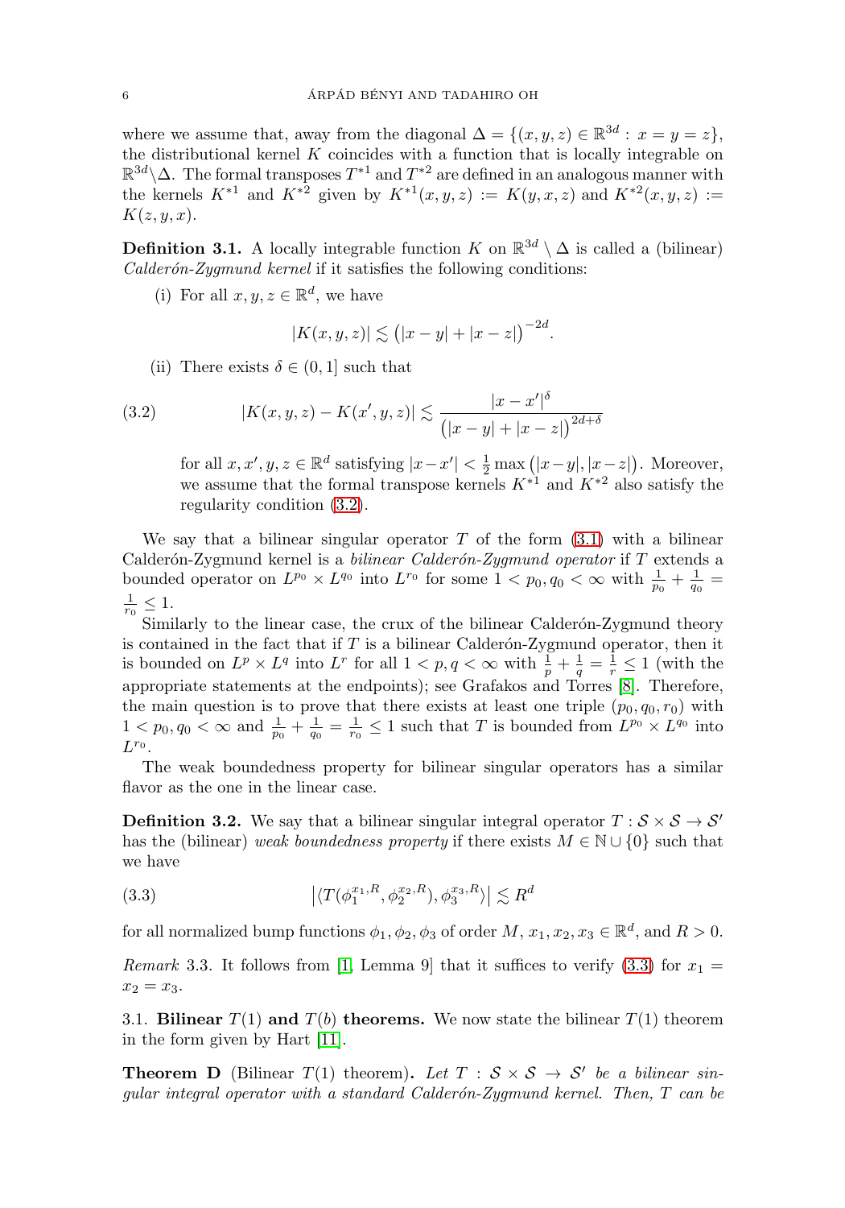where we assume that, away from the diagonal $\Delta = \{(x, y, z) \in \mathbb{R}^{3d} : x = y = z\}$, the distributional kernel $K$ coincides with a function that is locally integrable on $\mathbb{R}^{3d} \setminus \Delta$. The formal transposes $T^{*1}$ and $T^{*2}$ are defined in an analogous manner with the kernels $K^{*1}$ and $K^{*2}$ given by $K^{*1}(x, y, z) := K(y, x, z)$ and $K^{*2}(x, y, z) := K(z, y, x)$.

**Definition 3.1.** A locally integrable function $K$ on $\mathbb{R}^{3d} \setminus \Delta$ is called a (bilinear) *Calderón-Zygmund kernel* if it satisfies the following conditions:

(i) For all $x, y, z \in \mathbb{R}^d$, we have

$$|K(x, y, z)| \lesssim \big(|x - y| + |x - z|\big)^{-2d}.$$

(ii) There exists $\delta \in (0, 1]$ such that

$$|K(x, y, z) - K(x', y, z)| \lesssim \frac{|x - x'|^{\delta}}{\big(|x - y| + |x - z|\big)^{2d+\delta}} \tag{3.2}$$

for all $x, x', y, z \in \mathbb{R}^d$ satisfying $|x - x'| < \frac{1}{2} \max\big(|x - y|, |x - z|\big)$. Moreover, we assume that the formal transpose kernels $K^{*1}$ and $K^{*2}$ also satisfy the regularity condition (3.2).

We say that a bilinear singular operator $T$ of the form (3.1) with a bilinear Calderón-Zygmund kernel is a *bilinear Calderón-Zygmund operator* if $T$ extends a bounded operator on $L^{p_0} \times L^{q_0}$ into $L^{r_0}$ for some $1 < p_0, q_0 < \infty$ with $\frac{1}{p_0} + \frac{1}{q_0} = \frac{1}{r_0} \leq 1$.

Similarly to the linear case, the crux of the bilinear Calderón-Zygmund theory is contained in the fact that if $T$ is a bilinear Calderón-Zygmund operator, then it is bounded on $L^p \times L^q$ into $L^r$ for all $1 < p, q < \infty$ with $\frac{1}{p} + \frac{1}{q} = \frac{1}{r} \leq 1$ (with the appropriate statements at the endpoints); see Grafakos and Torres [8]. Therefore, the main question is to prove that there exists at least one triple $(p_0, q_0, r_0)$ with $1 < p_0, q_0 < \infty$ and $\frac{1}{p_0} + \frac{1}{q_0} = \frac{1}{r_0} \leq 1$ such that $T$ is bounded from $L^{p_0} \times L^{q_0}$ into $L^{r_0}$.

The weak boundedness property for bilinear singular operators has a similar flavor as the one in the linear case.

**Definition 3.2.** We say that a bilinear singular integral operator $T : \mathcal{S} \times \mathcal{S} \to \mathcal{S}'$ has the (bilinear) *weak boundedness property* if there exists $M \in \mathbb{N} \cup \{0\}$ such that we have

$$\big|\langle T(\phi_1^{x_1,R}, \phi_2^{x_2,R}), \phi_3^{x_3,R}\rangle\big| \lesssim R^d \tag{3.3}$$

for all normalized bump functions $\phi_1, \phi_2, \phi_3$ of order $M$, $x_1, x_2, x_3 \in \mathbb{R}^d$, and $R > 0$.

*Remark* 3.3. It follows from [1, Lemma 9] that it suffices to verify (3.3) for $x_1 = x_2 = x_3$.

## 3.1. Bilinear $T(1)$ and $T(b)$ theorems.

We now state the bilinear $T(1)$ theorem in the form given by Hart [11].

**Theorem D** (Bilinear $T(1)$ theorem). *Let $T : \mathcal{S} \times \mathcal{S} \to \mathcal{S}'$ be a bilinear singular integral operator with a standard Calderón-Zygmund kernel. Then, $T$ can be*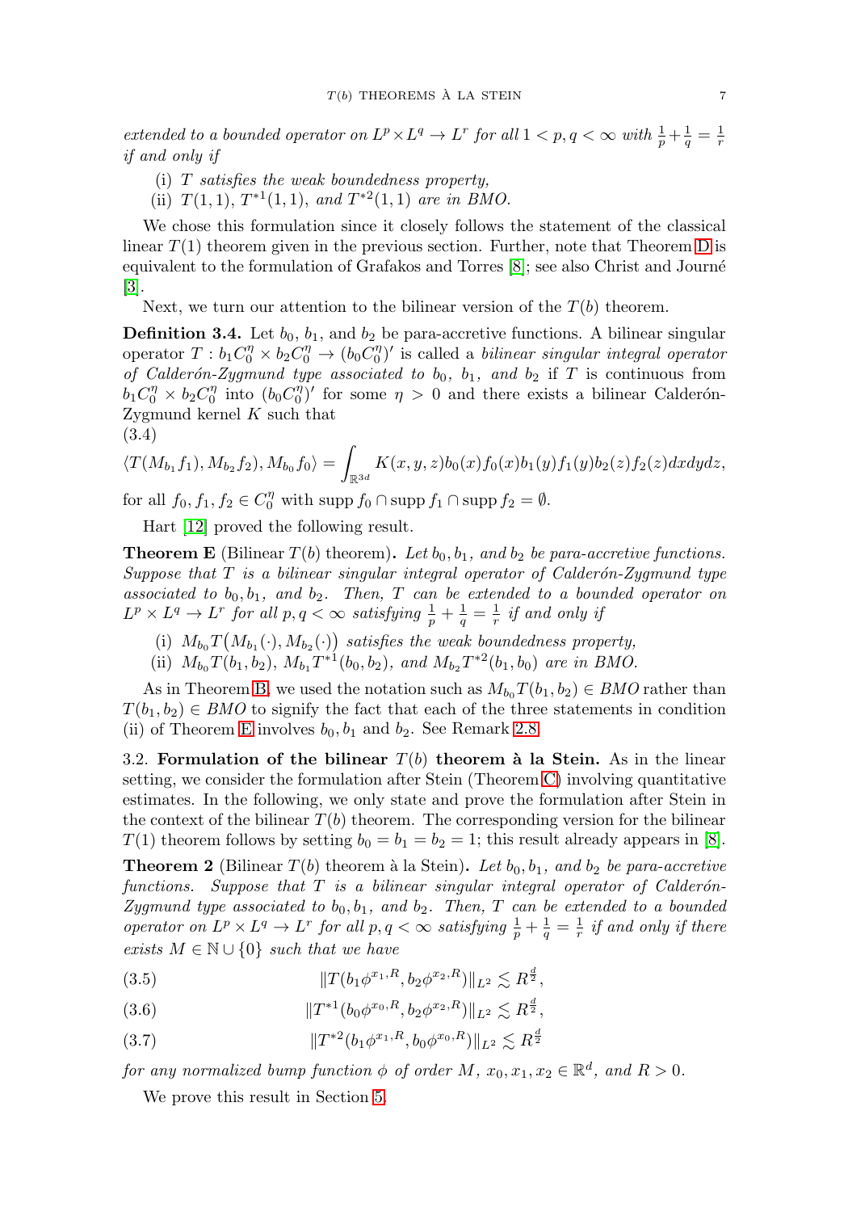*extended to a bounded operator on $L^p \times L^q \to L^r$ for all $1 < p, q < \infty$ with $\frac{1}{p} + \frac{1}{q} = \frac{1}{r}$ if and only if*

(i) *$T$ satisfies the weak boundedness property,*
(ii) *$T(1,1)$, $T^{*1}(1,1)$, and $T^{*2}(1,1)$ are in BMO.*

We chose this formulation since it closely follows the statement of the classical linear $T(1)$ theorem given in the previous section. Further, note that Theorem D is equivalent to the formulation of Grafakos and Torres [8]; see also Christ and Journé [3].

Next, we turn our attention to the bilinear version of the $T(b)$ theorem.

**Definition 3.4.** Let $b_0$, $b_1$, and $b_2$ be para-accretive functions. A bilinear singular operator $T : b_1 C_0^\eta \times b_2 C_0^\eta \to (b_0 C_0^\eta)'$ is called a *bilinear singular integral operator of Calderón-Zygmund type associated to $b_0$, $b_1$, and $b_2$* if $T$ is continuous from $b_1 C_0^\eta \times b_2 C_0^\eta$ into $(b_0 C_0^\eta)'$ for some $\eta > 0$ and there exists a bilinear Calderón-Zygmund kernel $K$ such that

(3.4)
$$\langle T(M_{b_1} f_1), M_{b_2} f_2), M_{b_0} f_0\rangle = \int_{\mathbb{R}^{3d}} K(x,y,z) b_0(x) f_0(x) b_1(y) f_1(y) b_2(z) f_2(z) dx dy dz,$$

for all $f_0, f_1, f_2 \in C_0^\eta$ with $\operatorname{supp} f_0 \cap \operatorname{supp} f_1 \cap \operatorname{supp} f_2 = \emptyset$.

Hart [12] proved the following result.

**Theorem E** (Bilinear $T(b)$ theorem)**.** *Let $b_0, b_1$, and $b_2$ be para-accretive functions. Suppose that $T$ is a bilinear singular integral operator of Calderón-Zygmund type associated to $b_0, b_1$, and $b_2$. Then, $T$ can be extended to a bounded operator on $L^p \times L^q \to L^r$ for all $p, q < \infty$ satisfying $\frac{1}{p} + \frac{1}{q} = \frac{1}{r}$ if and only if*

(i) *$M_{b_0} T\big(M_{b_1}(\cdot), M_{b_2}(\cdot)\big)$ satisfies the weak boundedness property,*
(ii) *$M_{b_0} T(b_1, b_2)$, $M_{b_1} T^{*1}(b_0, b_2)$, and $M_{b_2} T^{*2}(b_1, b_0)$ are in BMO.*

As in Theorem B, we used the notation such as $M_{b_0} T(b_1, b_2) \in BMO$ rather than $T(b_1, b_2) \in BMO$ to signify the fact that each of the three statements in condition (ii) of Theorem E involves $b_0, b_1$ and $b_2$. See Remark 2.8.

3.2. **Formulation of the bilinear $T(b)$ theorem à la Stein.** As in the linear setting, we consider the formulation after Stein (Theorem C) involving quantitative estimates. In the following, we only state and prove the formulation after Stein in the context of the bilinear $T(b)$ theorem. The corresponding version for the bilinear $T(1)$ theorem follows by setting $b_0 = b_1 = b_2 = 1$; this result already appears in [8].

**Theorem 2** (Bilinear $T(b)$ theorem à la Stein)**.** *Let $b_0, b_1$, and $b_2$ be para-accretive functions. Suppose that $T$ is a bilinear singular integral operator of Calderón-Zygmund type associated to $b_0, b_1$, and $b_2$. Then, $T$ can be extended to a bounded operator on $L^p \times L^q \to L^r$ for all $p, q < \infty$ satisfying $\frac{1}{p} + \frac{1}{q} = \frac{1}{r}$ if and only if there exists $M \in \mathbb{N} \cup \{0\}$ such that we have*

$$\|T(b_1 \phi^{x_1,R}, b_2 \phi^{x_2,R})\|_{L^2} \lesssim R^{\frac{d}{2}}, \tag{3.5}$$

$$\|T^{*1}(b_0 \phi^{x_0,R}, b_2 \phi^{x_2,R})\|_{L^2} \lesssim R^{\frac{d}{2}}, \tag{3.6}$$

$$\|T^{*2}(b_1 \phi^{x_1,R}, b_0 \phi^{x_0,R})\|_{L^2} \lesssim R^{\frac{d}{2}} \tag{3.7}$$

*for any normalized bump function $\phi$ of order $M$, $x_0, x_1, x_2 \in \mathbb{R}^d$, and $R > 0$.*

We prove this result in Section 5.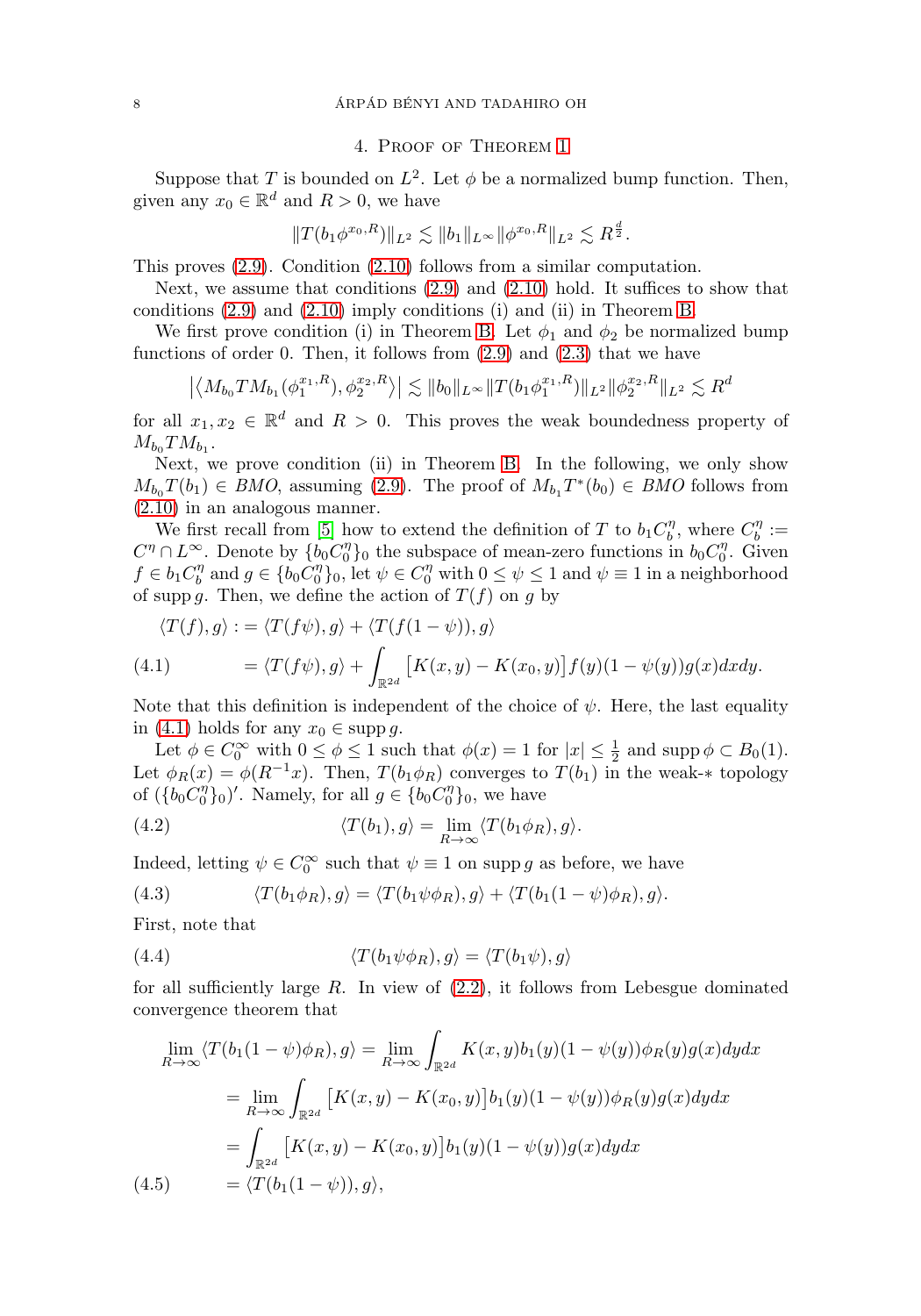## 4. Proof of Theorem 1

Suppose that $T$ is bounded on $L^2$. Let $\phi$ be a normalized bump function. Then, given any $x_0 \in \mathbb{R}^d$ and $R > 0$, we have

$$\|T(b_1\phi^{x_0,R})\|_{L^2} \lesssim \|b_1\|_{L^\infty}\|\phi^{x_0,R}\|_{L^2} \lesssim R^{\frac{d}{2}}.$$

This proves (2.9). Condition (2.10) follows from a similar computation.

Next, we assume that conditions (2.9) and (2.10) hold. It suffices to show that conditions (2.9) and (2.10) imply conditions (i) and (ii) in Theorem B.

We first prove condition (i) in Theorem B. Let $\phi_1$ and $\phi_2$ be normalized bump functions of order 0. Then, it follows from (2.9) and (2.3) that we have

$$\big|\big\langle M_{b_0}TM_{b_1}(\phi_1^{x_1,R}), \phi_2^{x_2,R}\big\rangle\big| \lesssim \|b_0\|_{L^\infty}\|T(b_1\phi_1^{x_1,R})\|_{L^2}\|\phi_2^{x_2,R}\|_{L^2} \lesssim R^d$$

for all $x_1, x_2 \in \mathbb{R}^d$ and $R > 0$. This proves the weak boundedness property of $M_{b_0}TM_{b_1}$.

Next, we prove condition (ii) in Theorem B. In the following, we only show $M_{b_0}T(b_1) \in BMO$, assuming (2.9). The proof of $M_{b_1}T^*(b_0) \in BMO$ follows from (2.10) in an analogous manner.

We first recall from [5] how to extend the definition of $T$ to $b_1C_b^\eta$, where $C_b^\eta := C^\eta \cap L^\infty$. Denote by $\{b_0C_0^\eta\}_0$ the subspace of mean-zero functions in $b_0C_0^\eta$. Given $f \in b_1C_b^\eta$ and $g \in \{b_0C_0^\eta\}_0$, let $\psi \in C_0^\eta$ with $0 \leq \psi \leq 1$ and $\psi \equiv 1$ in a neighborhood of $\operatorname{supp} g$. Then, we define the action of $T(f)$ on $g$ by

$$\begin{aligned}
\langle T(f), g\rangle :&= \langle T(f\psi), g\rangle + \langle T(f(1-\psi)), g\rangle \\
&= \langle T(f\psi), g\rangle + \int_{\mathbb{R}^{2d}} \big[K(x,y) - K(x_0,y)\big] f(y)(1-\psi(y))g(x)dxdy. \qquad (4.1)
\end{aligned}$$

Note that this definition is independent of the choice of $\psi$. Here, the last equality in (4.1) holds for any $x_0 \in \operatorname{supp} g$.

Let $\phi \in C_0^\infty$ with $0 \leq \phi \leq 1$ such that $\phi(x) = 1$ for $|x| \leq \frac{1}{2}$ and $\operatorname{supp}\phi \subset B_0(1)$. Let $\phi_R(x) = \phi(R^{-1}x)$. Then, $T(b_1\phi_R)$ converges to $T(b_1)$ in the weak-$*$ topology of $(\{b_0C_0^\eta\}_0)'$. Namely, for all $g \in \{b_0C_0^\eta\}_0$, we have

$$\langle T(b_1), g\rangle = \lim_{R\to\infty}\langle T(b_1\phi_R), g\rangle. \qquad (4.2)$$

Indeed, letting $\psi \in C_0^\infty$ such that $\psi \equiv 1$ on $\operatorname{supp} g$ as before, we have

$$\langle T(b_1\phi_R), g\rangle = \langle T(b_1\psi\phi_R), g\rangle + \langle T(b_1(1-\psi)\phi_R), g\rangle. \qquad (4.3)$$

First, note that

$$\langle T(b_1\psi\phi_R), g\rangle = \langle T(b_1\psi), g\rangle \qquad (4.4)$$

for all sufficiently large $R$. In view of (2.2), it follows from Lebesgue dominated convergence theorem that

$$\begin{aligned}
\lim_{R\to\infty}\langle T(b_1(1-\psi)\phi_R), g\rangle &= \lim_{R\to\infty}\int_{\mathbb{R}^{2d}} K(x,y)b_1(y)(1-\psi(y))\phi_R(y)g(x)dydx \\
&= \lim_{R\to\infty}\int_{\mathbb{R}^{2d}} \big[K(x,y) - K(x_0,y)\big]b_1(y)(1-\psi(y))\phi_R(y)g(x)dydx \\
&= \int_{\mathbb{R}^{2d}} \big[K(x,y) - K(x_0,y)\big]b_1(y)(1-\psi(y))g(x)dydx \\
&= \langle T(b_1(1-\psi)), g\rangle, \qquad (4.5)
\end{aligned}$$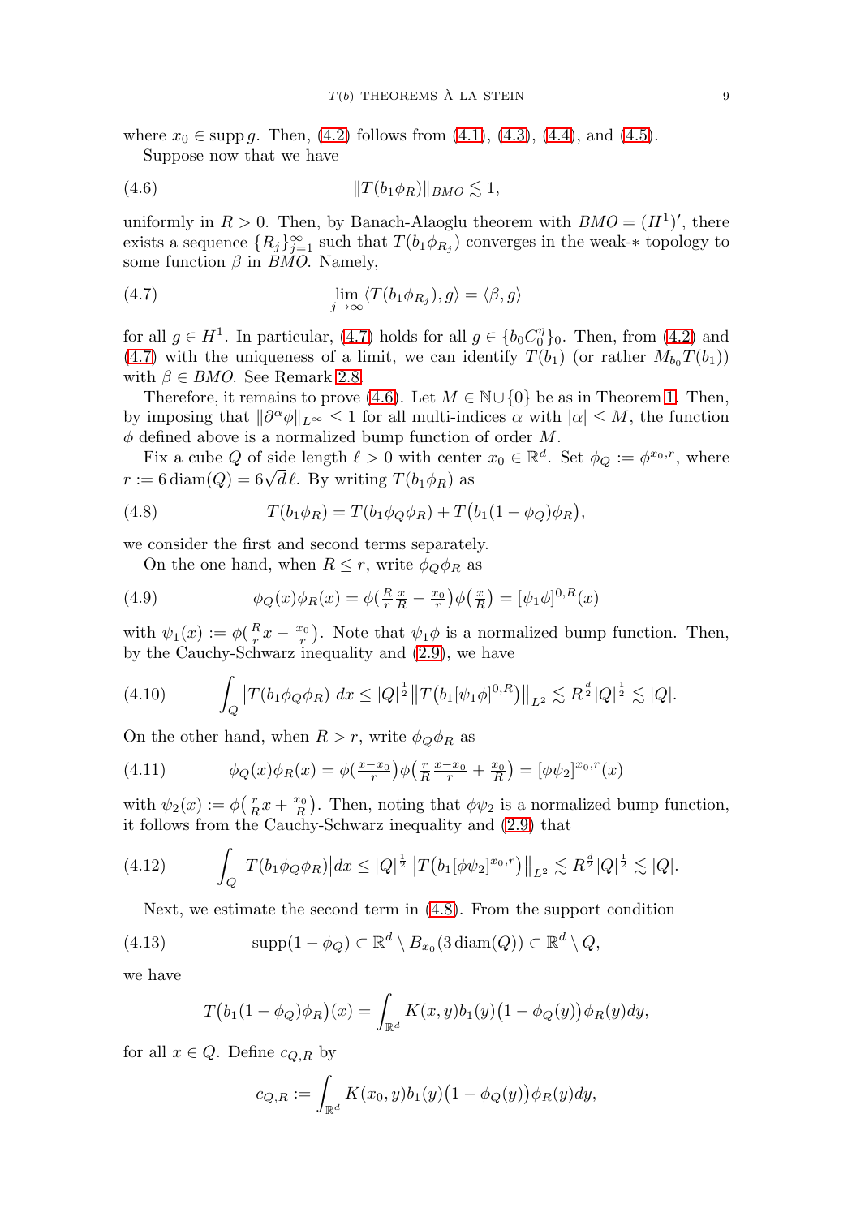where $x_0 \in \operatorname{supp} g$. Then, (4.2) follows from (4.1), (4.3), (4.4), and (4.5).

Suppose now that we have

$$\|T(b_1\phi_R)\|_{BMO} \lesssim 1, \tag{4.6}$$

uniformly in $R > 0$. Then, by Banach-Alaoglu theorem with $BMO = (H^1)'$, there exists a sequence $\{R_j\}_{j=1}^{\infty}$ such that $T(b_1\phi_{R_j})$ converges in the weak-$*$ topology to some function $\beta$ in $BMO$. Namely,

$$\lim_{j\to\infty} \langle T(b_1\phi_{R_j}), g\rangle = \langle \beta, g\rangle \tag{4.7}$$

for all $g \in H^1$. In particular, (4.7) holds for all $g \in \{b_0 C_0^\eta\}_0$. Then, from (4.2) and (4.7) with the uniqueness of a limit, we can identify $T(b_1)$ (or rather $M_{b_0}T(b_1)$) with $\beta \in BMO$. See Remark 2.8.

Therefore, it remains to prove (4.6). Let $M \in \mathbb{N}\cup\{0\}$ be as in Theorem 1. Then, by imposing that $\|\partial^\alpha \phi\|_{L^\infty} \leq 1$ for all multi-indices $\alpha$ with $|\alpha| \leq M$, the function $\phi$ defined above is a normalized bump function of order $M$.

Fix a cube $Q$ of side length $\ell > 0$ with center $x_0 \in \mathbb{R}^d$. Set $\phi_Q := \phi^{x_0,r}$, where $r := 6\operatorname{diam}(Q) = 6\sqrt{d}\,\ell$. By writing $T(b_1\phi_R)$ as

$$T(b_1\phi_R) = T(b_1\phi_Q\phi_R) + T\big(b_1(1-\phi_Q)\phi_R\big), \tag{4.8}$$

we consider the first and second terms separately.

On the one hand, when $R \leq r$, write $\phi_Q\phi_R$ as

$$\phi_Q(x)\phi_R(x) = \phi\big(\tfrac{R}{r}\tfrac{x}{R} - \tfrac{x_0}{r}\big)\phi\big(\tfrac{x}{R}\big) = [\psi_1\phi]^{0,R}(x) \tag{4.9}$$

with $\psi_1(x) := \phi\big(\frac{R}{r}x - \frac{x_0}{r}\big)$. Note that $\psi_1\phi$ is a normalized bump function. Then, by the Cauchy-Schwarz inequality and (2.9), we have

$$\int_Q \big|T(b_1\phi_Q\phi_R)\big|dx \leq |Q|^{\frac{1}{2}}\big\|T\big(b_1[\psi_1\phi]^{0,R}\big)\big\|_{L^2} \lesssim R^{\frac{d}{2}}|Q|^{\frac{1}{2}} \lesssim |Q|. \tag{4.10}$$

On the other hand, when $R > r$, write $\phi_Q\phi_R$ as

$$\phi_Q(x)\phi_R(x) = \phi\big(\tfrac{x-x_0}{r}\big)\phi\big(\tfrac{r}{R}\tfrac{x-x_0}{r} + \tfrac{x_0}{R}\big) = [\phi\psi_2]^{x_0,r}(x) \tag{4.11}$$

with $\psi_2(x) := \phi\big(\frac{r}{R}x + \frac{x_0}{R}\big)$. Then, noting that $\phi\psi_2$ is a normalized bump function, it follows from the Cauchy-Schwarz inequality and (2.9) that

$$\int_Q \big|T(b_1\phi_Q\phi_R)\big|dx \leq |Q|^{\frac{1}{2}}\big\|T\big(b_1[\phi\psi_2]^{x_0,r}\big)\big\|_{L^2} \lesssim R^{\frac{d}{2}}|Q|^{\frac{1}{2}} \lesssim |Q|. \tag{4.12}$$

Next, we estimate the second term in (4.8). From the support condition

$$\operatorname{supp}(1-\phi_Q) \subset \mathbb{R}^d \setminus B_{x_0}(3\operatorname{diam}(Q)) \subset \mathbb{R}^d \setminus Q, \tag{4.13}$$

we have

$$T\big(b_1(1-\phi_Q)\phi_R\big)(x) = \int_{\mathbb{R}^d} K(x,y)b_1(y)\big(1-\phi_Q(y)\big)\phi_R(y)dy,$$

for all $x \in Q$. Define $c_{Q,R}$ by

$$c_{Q,R} := \int_{\mathbb{R}^d} K(x_0,y)b_1(y)\big(1-\phi_Q(y)\big)\phi_R(y)dy,$$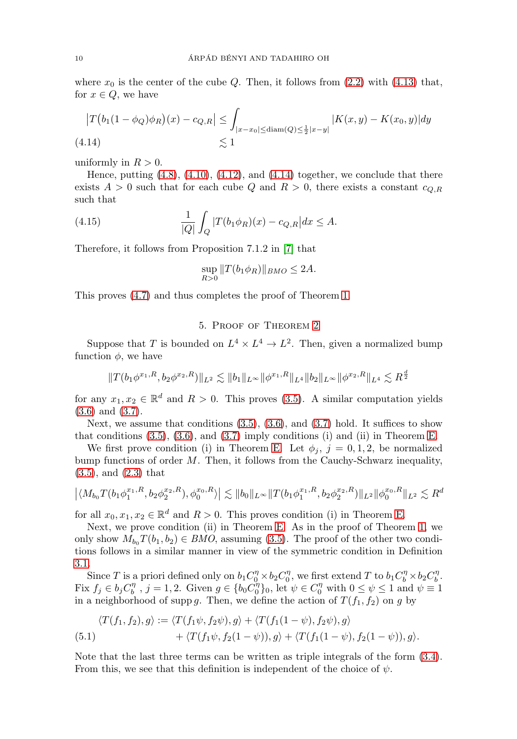where $x_0$ is the center of the cube $Q$. Then, it follows from (2.2) with (4.13) that, for $x \in Q$, we have

$$
\begin{aligned}
\big|T\big(b_1(1-\phi_Q)\phi_R\big)(x) - c_{Q,R}\big| &\leq \int_{|x-x_0|\leq \mathrm{diam}(Q) \leq \frac{1}{2}|x-y|} |K(x,y) - K(x_0,y)|dy \\
&\lesssim 1 \qquad (4.14)
\end{aligned}
$$

uniformly in $R > 0$.

Hence, putting (4.8), (4.10), (4.12), and (4.14) together, we conclude that there exists $A > 0$ such that for each cube $Q$ and $R > 0$, there exists a constant $c_{Q,R}$ such that

$$
\frac{1}{|Q|}\int_Q \big|T(b_1\phi_R)(x) - c_{Q,R}\big|dx \leq A. \qquad (4.15)
$$

Therefore, it follows from Proposition 7.1.2 in [7] that

$$
\sup_{R>0} \|T(b_1\phi_R)\|_{BMO} \leq 2A.
$$

This proves (4.7) and thus completes the proof of Theorem 1.

## 5. Proof of Theorem 2

Suppose that $T$ is bounded on $L^4 \times L^4 \to L^2$. Then, given a normalized bump function $\phi$, we have

$$
\|T(b_1\phi^{x_1,R}, b_2\phi^{x_2,R})\|_{L^2} \lesssim \|b_1\|_{L^\infty}\|\phi^{x_1,R}\|_{L^4}\|b_2\|_{L^\infty}\|\phi^{x_2,R}\|_{L^4} \lesssim R^{\frac{d}{2}}
$$

for any $x_1, x_2 \in \mathbb{R}^d$ and $R > 0$. This proves (3.5). A similar computation yields (3.6) and (3.7).

Next, we assume that conditions (3.5), (3.6), and (3.7) hold. It suffices to show that conditions (3.5), (3.6), and (3.7) imply conditions (i) and (ii) in Theorem E.

We first prove condition (i) in Theorem E. Let $\phi_j$, $j = 0, 1, 2$, be normalized bump functions of order $M$. Then, it follows from the Cauchy-Schwarz inequality, (3.5), and (2.3) that

$$
\big|\langle M_{b_0}T(b_1\phi_1^{x_1,R}, b_2\phi_2^{x_2,R}), \phi_0^{x_0,R}\rangle\big| \lesssim \|b_0\|_{L^\infty}\|T(b_1\phi_1^{x_1,R}, b_2\phi_2^{x_2,R})\|_{L^2}\|\phi_0^{x_0,R}\|_{L^2} \lesssim R^d
$$

for all $x_0, x_1, x_2 \in \mathbb{R}^d$ and $R > 0$. This proves condition (i) in Theorem E.

Next, we prove condition (ii) in Theorem E. As in the proof of Theorem 1, we only show $M_{b_0}T(b_1, b_2) \in BMO$, assuming (3.5). The proof of the other two conditions follows in a similar manner in view of the symmetric condition in Definition 3.1.

Since $T$ is a priori defined only on $b_1C_0^\eta \times b_2C_0^\eta$, we first extend $T$ to $b_1C_b^\eta \times b_2C_b^\eta$. Fix $f_j \in b_jC_b^\eta$, $j = 1, 2$. Given $g \in \{b_0C_0^\eta\}_0$, let $\psi \in C_0^\eta$ with $0 \leq \psi \leq 1$ and $\psi \equiv 1$ in a neighborhood of $\operatorname{supp} g$. Then, we define the action of $T(f_1, f_2)$ on $g$ by

$$
\begin{aligned}
\langle T(f_1, f_2), g\rangle := {}& \langle T(f_1\psi, f_2\psi), g\rangle + \langle T(f_1(1-\psi), f_2\psi), g\rangle \\
& + \langle T(f_1\psi, f_2(1-\psi)), g\rangle + \langle T(f_1(1-\psi), f_2(1-\psi)), g\rangle. \qquad (5.1)
\end{aligned}
$$

Note that the last three terms can be written as triple integrals of the form (3.4). From this, we see that this definition is independent of the choice of $\psi$.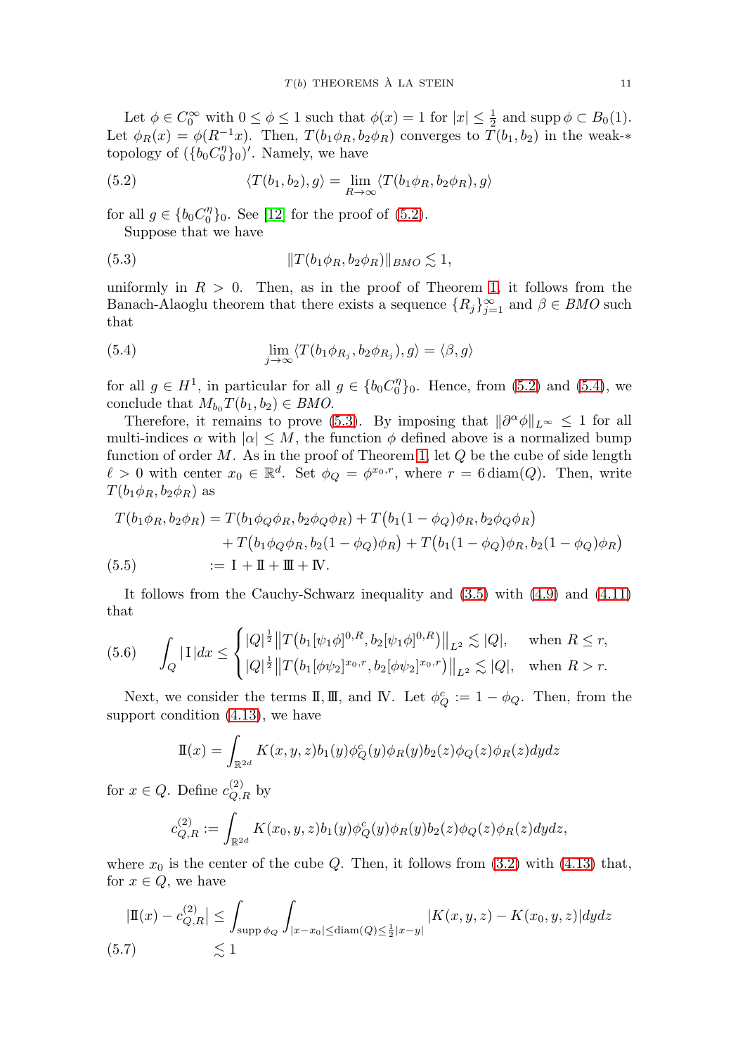Let $\phi \in C_0^\infty$ with $0 \le \phi \le 1$ such that $\phi(x) = 1$ for $|x| \le \frac{1}{2}$ and $\operatorname{supp} \phi \subset B_0(1)$. Let $\phi_R(x) = \phi(R^{-1}x)$. Then, $T(b_1\phi_R, b_2\phi_R)$ converges to $T(b_1, b_2)$ in the weak-$*$ topology of $(\{b_0 C_0^\eta\}_0)'$. Namely, we have

$$\langle T(b_1, b_2), g\rangle = \lim_{R\to\infty} \langle T(b_1\phi_R, b_2\phi_R), g\rangle \tag{5.2}$$

for all $g \in \{b_0 C_0^\eta\}_0$. See [12] for the proof of (5.2).

Suppose that we have

$$\|T(b_1\phi_R, b_2\phi_R)\|_{BMO} \lesssim 1, \tag{5.3}$$

uniformly in $R > 0$. Then, as in the proof of Theorem 1, it follows from the Banach-Alaoglu theorem that there exists a sequence $\{R_j\}_{j=1}^\infty$ and $\beta \in BMO$ such that

$$\lim_{j\to\infty} \langle T(b_1\phi_{R_j}, b_2\phi_{R_j}), g\rangle = \langle \beta, g\rangle \tag{5.4}$$

for all $g \in H^1$, in particular for all $g \in \{b_0 C_0^\eta\}_0$. Hence, from (5.2) and (5.4), we conclude that $M_{b_0} T(b_1, b_2) \in BMO$.

Therefore, it remains to prove (5.3). By imposing that $\|\partial^\alpha \phi\|_{L^\infty} \le 1$ for all multi-indices $\alpha$ with $|\alpha| \le M$, the function $\phi$ defined above is a normalized bump function of order $M$. As in the proof of Theorem 1, let $Q$ be the cube of side length $\ell > 0$ with center $x_0 \in \mathbb{R}^d$. Set $\phi_Q = \phi^{x_0, r}$, where $r = 6\operatorname{diam}(Q)$. Then, write $T(b_1\phi_R, b_2\phi_R)$ as

$$\begin{aligned}
T(b_1\phi_R, b_2\phi_R) &= T(b_1\phi_Q\phi_R, b_2\phi_Q\phi_R) + T\big(b_1(1-\phi_Q)\phi_R, b_2\phi_Q\phi_R\big) \\
&\quad + T\big(b_1\phi_Q\phi_R, b_2(1-\phi_Q)\phi_R\big) + T\big(b_1(1-\phi_Q)\phi_R, b_2(1-\phi_Q)\phi_R\big) \\
&:= \mathrm{I} + \mathrm{II} + \mathrm{III} + \mathrm{IV}.
\end{aligned} \tag{5.5}$$

It follows from the Cauchy-Schwarz inequality and (3.5) with (4.9) and (4.11) that

$$\int_Q |\mathrm{I}|dx \le \begin{cases} |Q|^{\frac{1}{2}} \big\|T\big(b_1[\psi_1\phi]^{0,R}, b_2[\psi_1\phi]^{0,R}\big)\big\|_{L^2} \lesssim |Q|, & \text{when } R \le r, \\ |Q|^{\frac{1}{2}} \big\|T\big(b_1[\phi\psi_2]^{x_0,r}, b_2[\phi\psi_2]^{x_0,r}\big)\big\|_{L^2} \lesssim |Q|, & \text{when } R > r. \end{cases} \tag{5.6}$$

Next, we consider the terms $\mathrm{II}, \mathrm{III}$, and $\mathrm{IV}$. Let $\phi_Q^c := 1 - \phi_Q$. Then, from the support condition (4.13), we have

$$\mathrm{II}(x) = \int_{\mathbb{R}^{2d}} K(x, y, z) b_1(y)\phi_Q^c(y)\phi_R(y) b_2(z)\phi_Q(z)\phi_R(z) dydz$$

for $x \in Q$. Define $c_{Q,R}^{(2)}$ by

$$c_{Q,R}^{(2)} := \int_{\mathbb{R}^{2d}} K(x_0, y, z) b_1(y)\phi_Q^c(y)\phi_R(y) b_2(z)\phi_Q(z)\phi_R(z) dydz,$$

where $x_0$ is the center of the cube $Q$. Then, it follows from (3.2) with (4.13) that, for $x \in Q$, we have

$$\begin{aligned}
\big|\mathrm{II}(x) - c_{Q,R}^{(2)}\big| &\le \int_{\operatorname{supp}\phi_Q} \int_{|x-x_0| \le \operatorname{diam}(Q) \le \frac{1}{2}|x-y|} |K(x, y, z) - K(x_0, y, z)| dydz \\
&\lesssim 1
\end{aligned} \tag{5.7}$$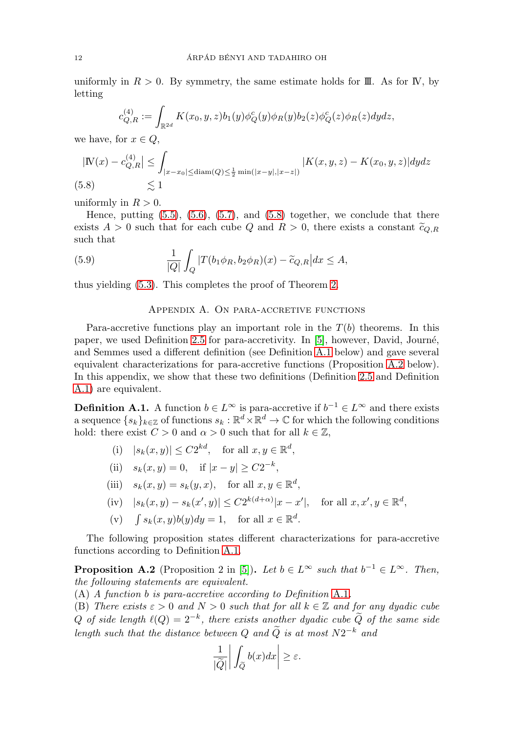uniformly in $R > 0$. By symmetry, the same estimate holds for $\mathrm{III}$. As for $\mathrm{IV}$, by letting

$$c^{(4)}_{Q,R} := \int_{\mathbb{R}^{2d}} K(x_0, y, z) b_1(y) \phi^c_Q(y) \phi_R(y) b_2(z) \phi^c_Q(z) \phi_R(z) dy dz,$$

we have, for $x \in Q$,

$$\begin{aligned} |\mathrm{IV}(x) - c^{(4)}_{Q,R}| &\leq \int_{|x - x_0| \leq \mathrm{diam}(Q) \leq \frac{1}{2} \min(|x-y|, |x-z|)} |K(x, y, z) - K(x_0, y, z)| dy dz \\ &\lesssim 1 \end{aligned} \tag{5.8}$$

uniformly in $R > 0$.

Hence, putting (5.5), (5.6), (5.7), and (5.8) together, we conclude that there exists $A > 0$ such that for each cube $Q$ and $R > 0$, there exists a constant $\widetilde{c}_{Q,R}$ such that

$$\frac{1}{|Q|} \int_Q \big| T(b_1 \phi_R, b_2 \phi_R)(x) - \widetilde{c}_{Q,R} \big| dx \leq A, \tag{5.9}$$

thus yielding (5.3). This completes the proof of Theorem 2.

## Appendix A. On para-accretive functions

Para-accretive functions play an important role in the $T(b)$ theorems. In this paper, we used Definition 2.5 for para-accretivity. In [5], however, David, Journé, and Semmes used a different definition (see Definition A.1 below) and gave several equivalent characterizations for para-accretive functions (Proposition A.2 below). In this appendix, we show that these two definitions (Definition 2.5 and Definition A.1) are equivalent.

**Definition A.1.** A function $b \in L^\infty$ is para-accretive if $b^{-1} \in L^\infty$ and there exists a sequence $\{s_k\}_{k \in \mathbb{Z}}$ of functions $s_k : \mathbb{R}^d \times \mathbb{R}^d \to \mathbb{C}$ for which the following conditions hold: there exist $C > 0$ and $\alpha > 0$ such that for all $k \in \mathbb{Z}$,

(i) $|s_k(x, y)| \leq C 2^{kd}$, for all $x, y \in \mathbb{R}^d$,

(ii) $s_k(x, y) = 0$, if $|x - y| \geq C 2^{-k}$,

(iii) $s_k(x, y) = s_k(y, x)$, for all $x, y \in \mathbb{R}^d$,

(iv) $|s_k(x, y) - s_k(x', y)| \leq C 2^{k(d+\alpha)} |x - x'|$, for all $x, x', y \in \mathbb{R}^d$,

(v) $\int s_k(x, y) b(y) dy = 1$, for all $x \in \mathbb{R}^d$.

The following proposition states different characterizations for para-accretive functions according to Definition A.1.

**Proposition A.2** (Proposition 2 in [5])**.** *Let $b \in L^\infty$ such that $b^{-1} \in L^\infty$. Then, the following statements are equivalent.*

(A) *A function $b$ is para-accretive according to Definition A.1.*

(B) *There exists $\varepsilon > 0$ and $N > 0$ such that for all $k \in \mathbb{Z}$ and for any dyadic cube $Q$ of side length $\ell(Q) = 2^{-k}$, there exists another dyadic cube $\widetilde{Q}$ of the same side length such that the distance between $Q$ and $\widetilde{Q}$ is at most $N 2^{-k}$ and*

$$\frac{1}{|\widetilde{Q}|} \bigg| \int_{\widetilde{Q}} b(x) dx \bigg| \geq \varepsilon.$$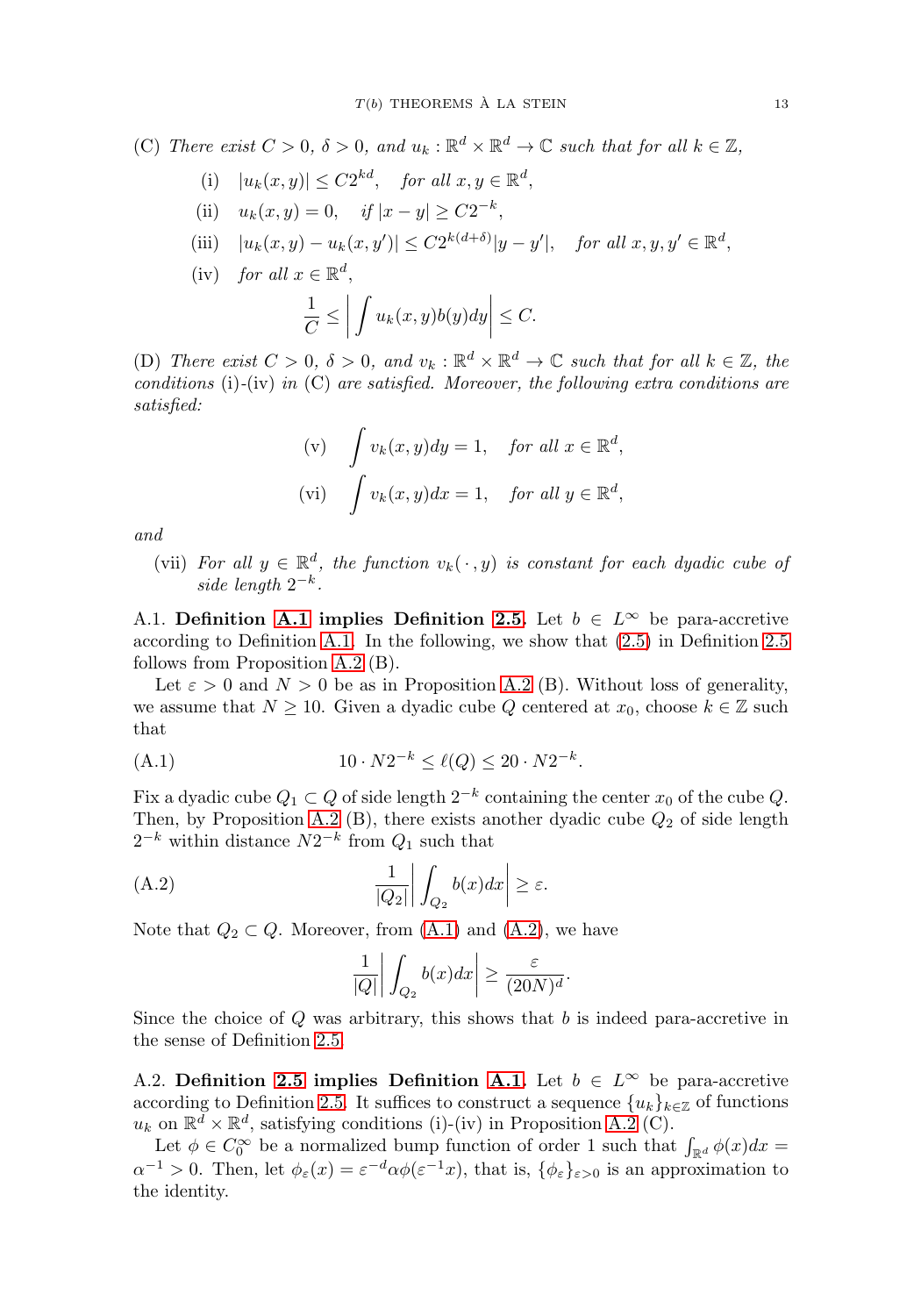(C) *There exist* $C > 0$, $\delta > 0$, *and* $u_k : \mathbb{R}^d \times \mathbb{R}^d \to \mathbb{C}$ *such that for all* $k \in \mathbb{Z}$,

- (i) $|u_k(x, y)| \leq C 2^{kd}$, *for all* $x, y \in \mathbb{R}^d$,
- (ii) $u_k(x, y) = 0$, *if* $|x - y| \geq C 2^{-k}$,
- (iii) $|u_k(x, y) - u_k(x, y')| \leq C 2^{k(d+\delta)} |y - y'|$, *for all* $x, y, y' \in \mathbb{R}^d$,
- (iv) *for all* $x \in \mathbb{R}^d$,
$$\frac{1}{C} \leq \bigg| \int u_k(x, y) b(y) dy \bigg| \leq C.$$

(D) *There exist* $C > 0$, $\delta > 0$, *and* $v_k : \mathbb{R}^d \times \mathbb{R}^d \to \mathbb{C}$ *such that for all* $k \in \mathbb{Z}$, *the conditions* (i)-(iv) *in* (C) *are satisfied. Moreover, the following extra conditions are satisfied:*

$$\text{(v)} \quad \int v_k(x, y) dy = 1, \quad \text{for all } x \in \mathbb{R}^d,$$

$$\text{(vi)} \quad \int v_k(x, y) dx = 1, \quad \text{for all } y \in \mathbb{R}^d,$$

*and*

- (vii) *For all* $y \in \mathbb{R}^d$, *the function* $v_k(\,\cdot\,, y)$ *is constant for each dyadic cube of side length* $2^{-k}$.

A.1. **Definition A.1 implies Definition 2.5.** Let $b \in L^\infty$ be para-accretive according to Definition A.1. In the following, we show that (2.5) in Definition 2.5 follows from Proposition A.2 (B).

Let $\varepsilon > 0$ and $N > 0$ be as in Proposition A.2 (B). Without loss of generality, we assume that $N \geq 10$. Given a dyadic cube $Q$ centered at $x_0$, choose $k \in \mathbb{Z}$ such that

$$10 \cdot N 2^{-k} \leq \ell(Q) \leq 20 \cdot N 2^{-k}. \tag{A.1}$$

Fix a dyadic cube $Q_1 \subset Q$ of side length $2^{-k}$ containing the center $x_0$ of the cube $Q$. Then, by Proposition A.2 (B), there exists another dyadic cube $Q_2$ of side length $2^{-k}$ within distance $N 2^{-k}$ from $Q_1$ such that

$$\frac{1}{|Q_2|} \bigg| \int_{Q_2} b(x) dx \bigg| \geq \varepsilon. \tag{A.2}$$

Note that $Q_2 \subset Q$. Moreover, from (A.1) and (A.2), we have

$$\frac{1}{|Q|} \bigg| \int_{Q_2} b(x) dx \bigg| \geq \frac{\varepsilon}{(20N)^d}.$$

Since the choice of $Q$ was arbitrary, this shows that $b$ is indeed para-accretive in the sense of Definition 2.5.

A.2. **Definition 2.5 implies Definition A.1.** Let $b \in L^\infty$ be para-accretive according to Definition 2.5. It suffices to construct a sequence $\{u_k\}_{k \in \mathbb{Z}}$ of functions $u_k$ on $\mathbb{R}^d \times \mathbb{R}^d$, satisfying conditions (i)-(iv) in Proposition A.2 (C).

Let $\phi \in C_0^\infty$ be a normalized bump function of order 1 such that $\int_{\mathbb{R}^d} \phi(x) dx = \alpha^{-1} > 0$. Then, let $\phi_\varepsilon(x) = \varepsilon^{-d} \alpha \phi(\varepsilon^{-1} x)$, that is, $\{\phi_\varepsilon\}_{\varepsilon > 0}$ is an approximation to the identity.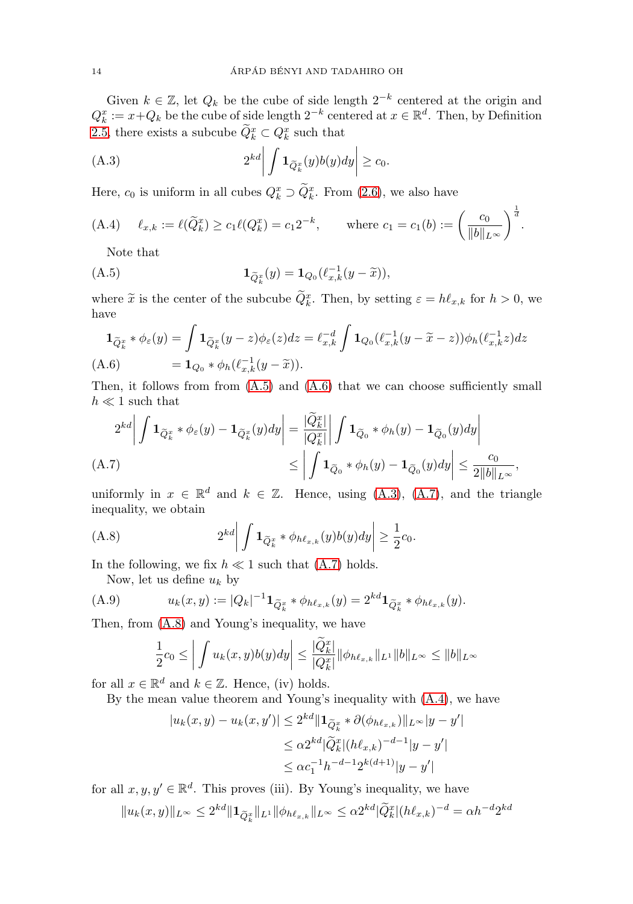Given $k \in \mathbb{Z}$, let $Q_k$ be the cube of side length $2^{-k}$ centered at the origin and $Q_k^x := x + Q_k$ be the cube of side length $2^{-k}$ centered at $x \in \mathbb{R}^d$. Then, by Definition 2.5, there exists a subcube $\widetilde{Q}_k^x \subset Q_k^x$ such that

$$2^{kd}\bigg|\int \mathbf{1}_{\widetilde{Q}_k^x}(y) b(y) dy\bigg| \geq c_0. \tag{A.3}$$

Here, $c_0$ is uniform in all cubes $Q_k^x \supset \widetilde{Q}_k^x$. From (2.6), we also have

$$\ell_{x,k} := \ell(\widetilde{Q}_k^x) \geq c_1 \ell(Q_k^x) = c_1 2^{-k}, \qquad \text{where } c_1 = c_1(b) := \bigg(\frac{c_0}{\|b\|_{L^\infty}}\bigg)^{\frac{1}{d}}. \tag{A.4}$$

Note that

$$\mathbf{1}_{\widetilde{Q}_k^x}(y) = \mathbf{1}_{Q_0}(\ell_{x,k}^{-1}(y - \widetilde{x})), \tag{A.5}$$

where $\widetilde{x}$ is the center of the subcube $\widetilde{Q}_k^x$. Then, by setting $\varepsilon = h\ell_{x,k}$ for $h > 0$, we have

$$\begin{aligned}
\mathbf{1}_{\widetilde{Q}_k^x} * \phi_\varepsilon(y) &= \int \mathbf{1}_{\widetilde{Q}_k^x}(y - z)\phi_\varepsilon(z) dz = \ell_{x,k}^{-d} \int \mathbf{1}_{Q_0}(\ell_{x,k}^{-1}(y - \widetilde{x} - z))\phi_h(\ell_{x,k}^{-1} z) dz \\
&= \mathbf{1}_{Q_0} * \phi_h(\ell_{x,k}^{-1}(y - \widetilde{x})).
\end{aligned} \tag{A.6}$$

Then, it follows from from (A.5) and (A.6) that we can choose sufficiently small $h \ll 1$ such that

$$\begin{aligned}
2^{kd}\bigg|\int \mathbf{1}_{\widetilde{Q}_k^x} * \phi_\varepsilon(y) - \mathbf{1}_{\widetilde{Q}_k^x}(y) dy\bigg| &= \frac{|\widetilde{Q}_k^x|}{|Q_k^x|}\bigg|\int \mathbf{1}_{\widetilde{Q}_0} * \phi_h(y) - \mathbf{1}_{\widetilde{Q}_0}(y) dy\bigg| \\
&\leq \bigg|\int \mathbf{1}_{\widetilde{Q}_0} * \phi_h(y) - \mathbf{1}_{\widetilde{Q}_0}(y) dy\bigg| \leq \frac{c_0}{2\|b\|_{L^\infty}},
\end{aligned} \tag{A.7}$$

uniformly in $x \in \mathbb{R}^d$ and $k \in \mathbb{Z}$. Hence, using (A.3), (A.7), and the triangle inequality, we obtain

$$2^{kd}\bigg|\int \mathbf{1}_{\widetilde{Q}_k^x} * \phi_{h\ell_{x,k}}(y) b(y) dy\bigg| \geq \frac{1}{2}c_0. \tag{A.8}$$

In the following, we fix $h \ll 1$ such that (A.7) holds.

Now, let us define $u_k$ by

$$u_k(x, y) := |Q_k|^{-1}\mathbf{1}_{\widetilde{Q}_k^x} * \phi_{h\ell_{x,k}}(y) = 2^{kd}\mathbf{1}_{\widetilde{Q}_k^x} * \phi_{h\ell_{x,k}}(y). \tag{A.9}$$

Then, from (A.8) and Young's inequality, we have

$$\frac{1}{2}c_0 \leq \bigg|\int u_k(x, y) b(y) dy\bigg| \leq \frac{|\widetilde{Q}_k^x|}{|Q_k^x|}\|\phi_{h\ell_{x,k}}\|_{L^1}\|b\|_{L^\infty} \leq \|b\|_{L^\infty}$$

for all $x \in \mathbb{R}^d$ and $k \in \mathbb{Z}$. Hence, (iv) holds.

By the mean value theorem and Young's inequality with (A.4), we have

$$\begin{aligned}
|u_k(x, y) - u_k(x, y')| &\leq 2^{kd}\|\mathbf{1}_{\widetilde{Q}_k^x} * \partial(\phi_{h\ell_{x,k}})\|_{L^\infty}|y - y'| \\
&\leq \alpha 2^{kd}|\widetilde{Q}_k^x|(h\ell_{x,k})^{-d-1}|y - y'| \\
&\leq \alpha c_1^{-1} h^{-d-1} 2^{k(d+1)}|y - y'|
\end{aligned}$$

for all $x, y, y' \in \mathbb{R}^d$. This proves (iii). By Young's inequality, we have

$$\|u_k(x, y)\|_{L^\infty} \leq 2^{kd}\|\mathbf{1}_{\widetilde{Q}_k^x}\|_{L^1}\|\phi_{h\ell_{x,k}}\|_{L^\infty} \leq \alpha 2^{kd}|\widetilde{Q}_k^x|(h\ell_{x,k})^{-d} = \alpha h^{-d} 2^{kd}$$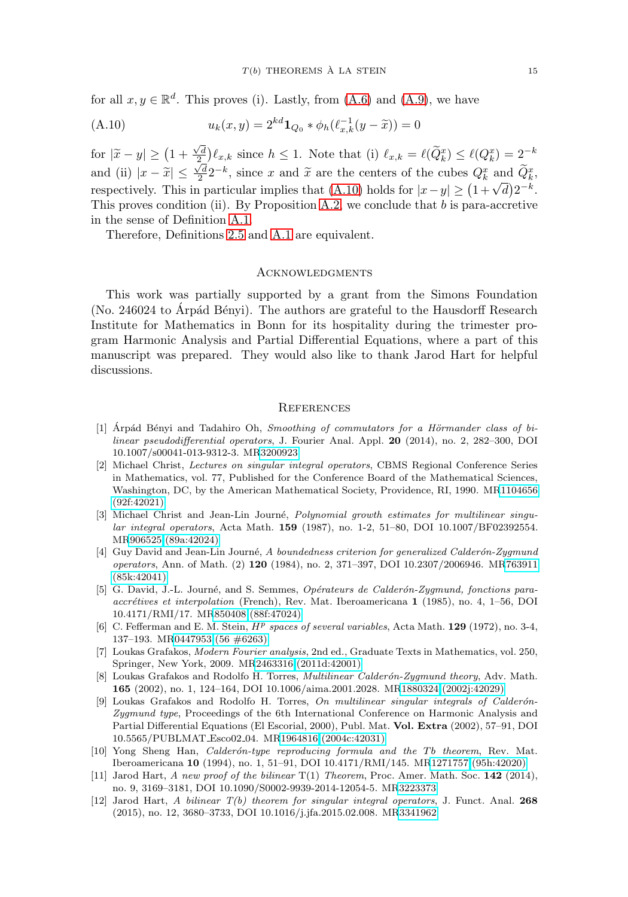for all $x, y \in \mathbb{R}^d$. This proves (i). Lastly, from (A.6) and (A.9), we have

$$u_k(x,y) = 2^{kd}\mathbf{1}_{Q_0} * \phi_h(\ell_{x,k}^{-1}(y - \widetilde{x})) = 0 \tag{A.10}$$

for $|\widetilde{x} - y| \geq \big(1 + \frac{\sqrt{d}}{2}\big)\ell_{x,k}$ since $h \leq 1$. Note that (i) $\ell_{x,k} = \ell(\widetilde{Q}_k^x) \leq \ell(Q_k^x) = 2^{-k}$ and (ii) $|x - \widetilde{x}| \leq \frac{\sqrt{d}}{2}2^{-k}$, since $x$ and $\widetilde{x}$ are the centers of the cubes $Q_k^x$ and $\widetilde{Q}_k^x$, respectively. This in particular implies that (A.10) holds for $|x-y| \geq \big(1+\sqrt{d}\big)2^{-k}$. This proves condition (ii). By Proposition A.2, we conclude that $b$ is para-accretive in the sense of Definition A.1.

Therefore, Definitions 2.5 and A.1 are equivalent.

## Acknowledgments

This work was partially supported by a grant from the Simons Foundation (No. 246024 to Árpád Bényi). The authors are grateful to the Hausdorff Research Institute for Mathematics in Bonn for its hospitality during the trimester program Harmonic Analysis and Partial Differential Equations, where a part of this manuscript was prepared. They would also like to thank Jarod Hart for helpful discussions.

## References

[1] Árpád Bényi and Tadahiro Oh, *Smoothing of commutators for a Hörmander class of bilinear pseudodifferential operators*, J. Fourier Anal. Appl. **20** (2014), no. 2, 282–300, DOI 10.1007/s00041-013-9312-3. MR3200923

[2] Michael Christ, *Lectures on singular integral operators*, CBMS Regional Conference Series in Mathematics, vol. 77, Published for the Conference Board of the Mathematical Sciences, Washington, DC, by the American Mathematical Society, Providence, RI, 1990. MR1104656 (92f:42021)

[3] Michael Christ and Jean-Lin Journé, *Polynomial growth estimates for multilinear singular integral operators*, Acta Math. **159** (1987), no. 1-2, 51–80, DOI 10.1007/BF02392554. MR906525 (89a:42024)

[4] Guy David and Jean-Lin Journé, *A boundedness criterion for generalized Calderón-Zygmund operators*, Ann. of Math. (2) **120** (1984), no. 2, 371–397, DOI 10.2307/2006946. MR763911 (85k:42041)

[5] G. David, J.-L. Journé, and S. Semmes, *Opérateurs de Calderón-Zygmund, fonctions para-accrétives et interpolation* (French), Rev. Mat. Iberoamericana **1** (1985), no. 4, 1–56, DOI 10.4171/RMI/17. MR850408 (88f:47024)

[6] C. Fefferman and E. M. Stein, *$H^p$ spaces of several variables*, Acta Math. **129** (1972), no. 3-4, 137–193. MR0447953 (56 #6263)

[7] Loukas Grafakos, *Modern Fourier analysis*, 2nd ed., Graduate Texts in Mathematics, vol. 250, Springer, New York, 2009. MR2463316 (2011d:42001)

[8] Loukas Grafakos and Rodolfo H. Torres, *Multilinear Calderón-Zygmund theory*, Adv. Math. **165** (2002), no. 1, 124–164, DOI 10.1006/aima.2001.2028. MR1880324 (2002j:42029)

[9] Loukas Grafakos and Rodolfo H. Torres, *On multilinear singular integrals of Calderón-Zygmund type*, Proceedings of the 6th International Conference on Harmonic Analysis and Partial Differential Equations (El Escorial, 2000), Publ. Mat. **Vol. Extra** (2002), 57–91, DOI 10.5565/PUBLMAT_Esco02_04. MR1964816 (2004c:42031)

[10] Yong Sheng Han, *Calderón-type reproducing formula and the Tb theorem*, Rev. Mat. Iberoamericana **10** (1994), no. 1, 51–91, DOI 10.4171/RMI/145. MR1271757 (95h:42020)

[11] Jarod Hart, *A new proof of the bilinear* T(1) *Theorem*, Proc. Amer. Math. Soc. **142** (2014), no. 9, 3169–3181, DOI 10.1090/S0002-9939-2014-12054-5. MR3223373

[12] Jarod Hart, *A bilinear $T(b)$ theorem for singular integral operators*, J. Funct. Anal. **268** (2015), no. 12, 3680–3733, DOI 10.1016/j.jfa.2015.02.008. MR3341962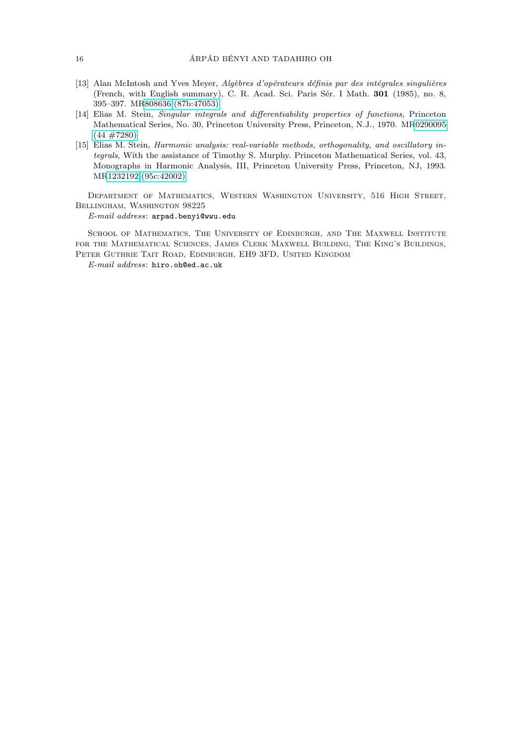[13] Alan McIntosh and Yves Meyer, *Algèbres d'opérateurs définis par des intégrales singulières* (French, with English summary), C. R. Acad. Sci. Paris Sér. I Math. **301** (1985), no. 8, 395–397. MR808636 (87b:47053)

[14] Elias M. Stein, *Singular integrals and differentiability properties of functions*, Princeton Mathematical Series, No. 30, Princeton University Press, Princeton, N.J., 1970. MR0290095 (44 #7280)

[15] Elias M. Stein, *Harmonic analysis: real-variable methods, orthogonality, and oscillatory integrals*, With the assistance of Timothy S. Murphy. Princeton Mathematical Series, vol. 43, Monographs in Harmonic Analysis, III, Princeton University Press, Princeton, NJ, 1993. MR1232192 (95c:42002)

Department of Mathematics, Western Washington University, 516 High Street, Bellingham, Washington 98225

*E-mail address*: arpad.benyi@wwu.edu

School of Mathematics, The University of Edinburgh, and The Maxwell Institute for the Mathematical Sciences, James Clerk Maxwell Building, The King's Buildings, Peter Guthrie Tait Road, Edinburgh, EH9 3FD, United Kingdom

*E-mail address*: hiro.oh@ed.ac.uk